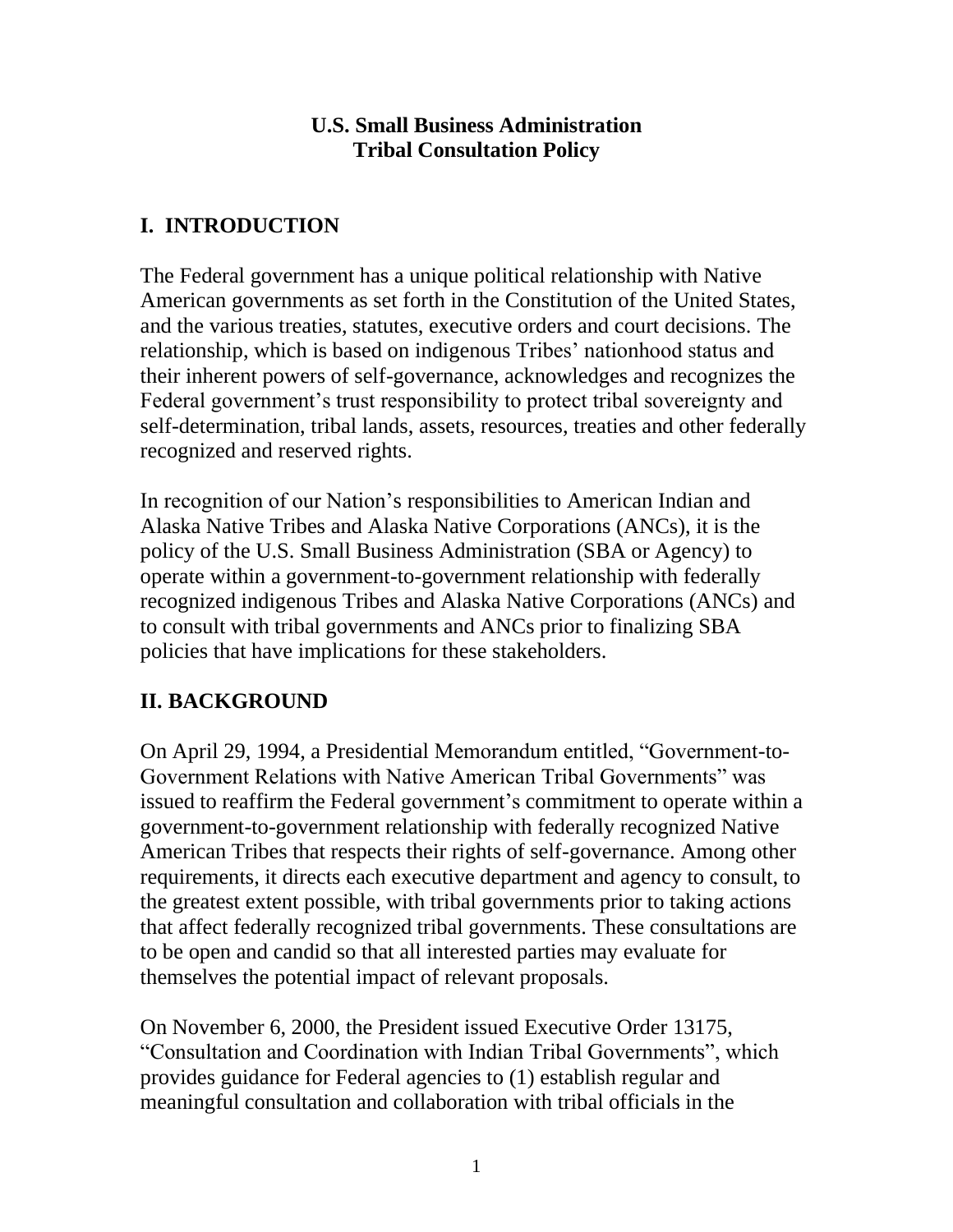# U.S. Small Business Administration
# Tribal Consultation Policy

## I. INTRODUCTION

The Federal government has a unique political relationship with Native American governments as set forth in the Constitution of the United States, and the various treaties, statutes, executive orders and court decisions. The relationship, which is based on indigenous Tribes' nationhood status and their inherent powers of self-governance, acknowledges and recognizes the Federal government's trust responsibility to protect tribal sovereignty and self-determination, tribal lands, assets, resources, treaties and other federally recognized and reserved rights.

In recognition of our Nation's responsibilities to American Indian and Alaska Native Tribes and Alaska Native Corporations (ANCs), it is the policy of the U.S. Small Business Administration (SBA or Agency) to operate within a government-to-government relationship with federally recognized indigenous Tribes and Alaska Native Corporations (ANCs) and to consult with tribal governments and ANCs prior to finalizing SBA policies that have implications for these stakeholders.

## II. BACKGROUND

On April 29, 1994, a Presidential Memorandum entitled, "Government-to-Government Relations with Native American Tribal Governments" was issued to reaffirm the Federal government's commitment to operate within a government-to-government relationship with federally recognized Native American Tribes that respects their rights of self-governance. Among other requirements, it directs each executive department and agency to consult, to the greatest extent possible, with tribal governments prior to taking actions that affect federally recognized tribal governments. These consultations are to be open and candid so that all interested parties may evaluate for themselves the potential impact of relevant proposals.

On November 6, 2000, the President issued Executive Order 13175, "Consultation and Coordination with Indian Tribal Governments", which provides guidance for Federal agencies to (1) establish regular and meaningful consultation and collaboration with tribal officials in the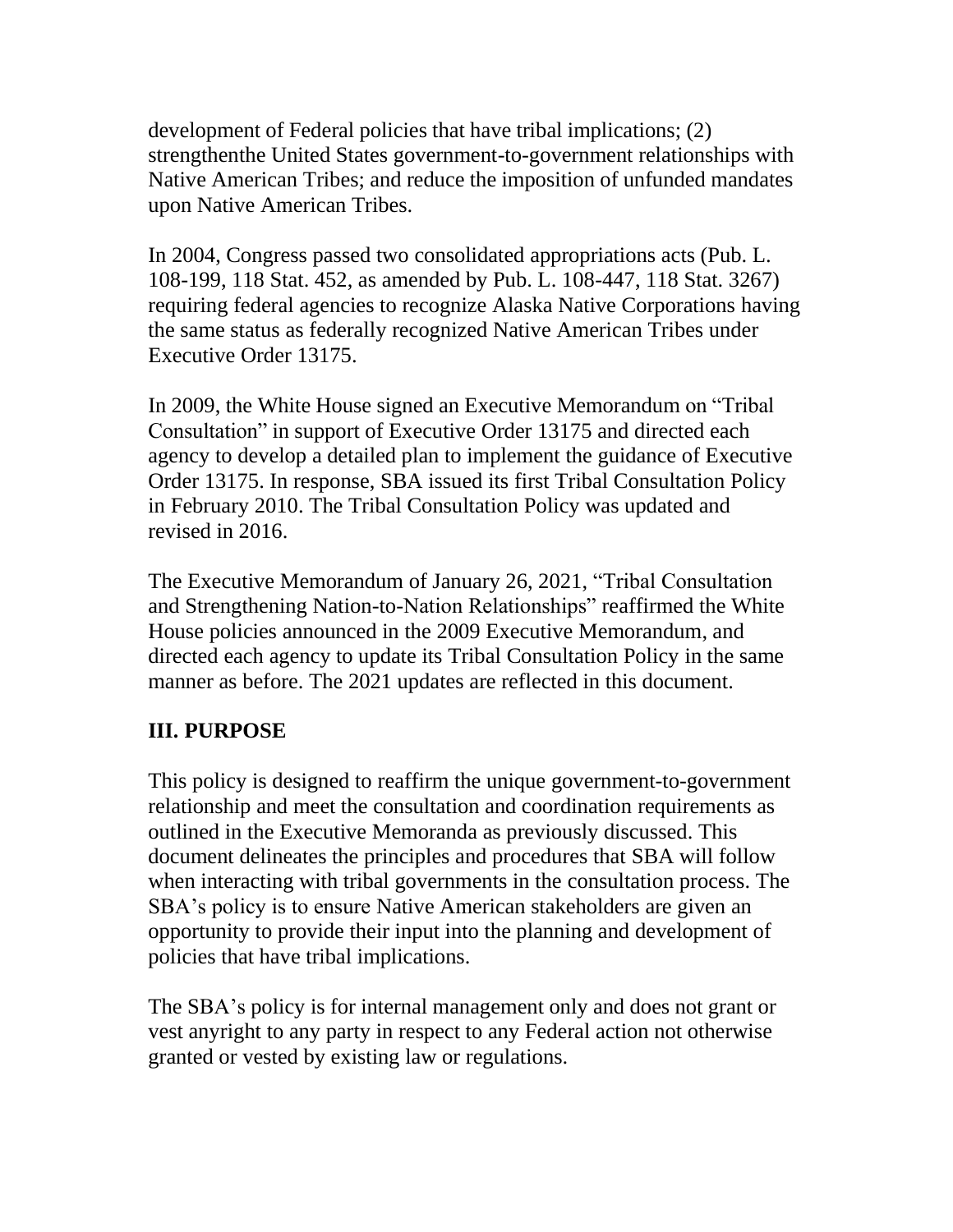development of Federal policies that have tribal implications; (2) strengthenthe United States government-to-government relationships with Native American Tribes; and reduce the imposition of unfunded mandates upon Native American Tribes.

In 2004, Congress passed two consolidated appropriations acts (Pub. L. 108-199, 118 Stat. 452, as amended by Pub. L. 108-447, 118 Stat. 3267) requiring federal agencies to recognize Alaska Native Corporations having the same status as federally recognized Native American Tribes under Executive Order 13175.

In 2009, the White House signed an Executive Memorandum on "Tribal Consultation" in support of Executive Order 13175 and directed each agency to develop a detailed plan to implement the guidance of Executive Order 13175. In response, SBA issued its first Tribal Consultation Policy in February 2010. The Tribal Consultation Policy was updated and revised in 2016.

The Executive Memorandum of January 26, 2021, "Tribal Consultation and Strengthening Nation-to-Nation Relationships" reaffirmed the White House policies announced in the 2009 Executive Memorandum, and directed each agency to update its Tribal Consultation Policy in the same manner as before. The 2021 updates are reflected in this document.

## III. PURPOSE

This policy is designed to reaffirm the unique government-to-government relationship and meet the consultation and coordination requirements as outlined in the Executive Memoranda as previously discussed. This document delineates the principles and procedures that SBA will follow when interacting with tribal governments in the consultation process. The SBA's policy is to ensure Native American stakeholders are given an opportunity to provide their input into the planning and development of policies that have tribal implications.

The SBA's policy is for internal management only and does not grant or vest anyright to any party in respect to any Federal action not otherwise granted or vested by existing law or regulations.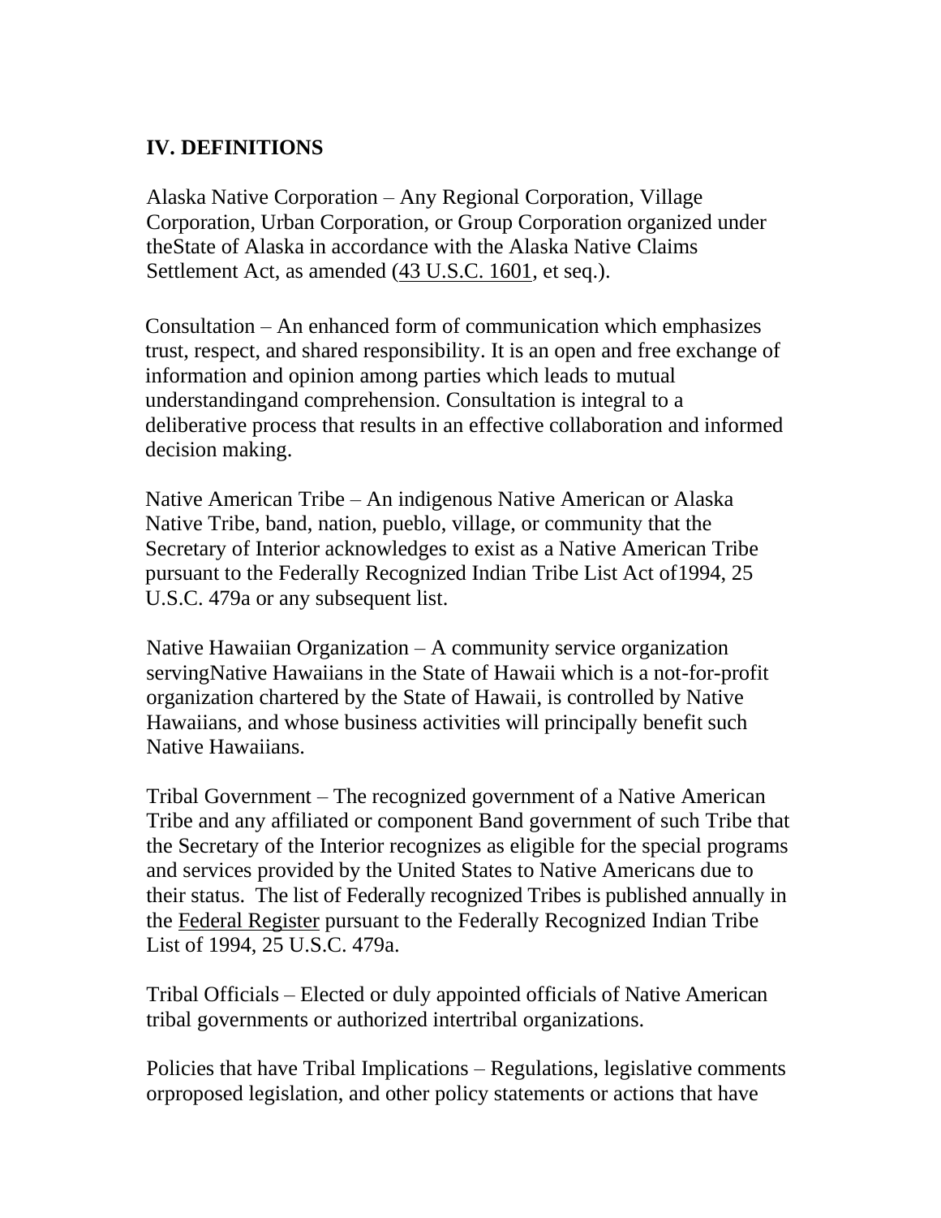## IV. DEFINITIONS

Alaska Native Corporation – Any Regional Corporation, Village Corporation, Urban Corporation, or Group Corporation organized under theState of Alaska in accordance with the Alaska Native Claims Settlement Act, as amended (43 U.S.C. 1601, et seq.).

Consultation – An enhanced form of communication which emphasizes trust, respect, and shared responsibility. It is an open and free exchange of information and opinion among parties which leads to mutual understandingand comprehension. Consultation is integral to a deliberative process that results in an effective collaboration and informed decision making.

Native American Tribe – An indigenous Native American or Alaska Native Tribe, band, nation, pueblo, village, or community that the Secretary of Interior acknowledges to exist as a Native American Tribe pursuant to the Federally Recognized Indian Tribe List Act of1994, 25 U.S.C. 479a or any subsequent list.

Native Hawaiian Organization – A community service organization servingNative Hawaiians in the State of Hawaii which is a not-for-profit organization chartered by the State of Hawaii, is controlled by Native Hawaiians, and whose business activities will principally benefit such Native Hawaiians.

Tribal Government – The recognized government of a Native American Tribe and any affiliated or component Band government of such Tribe that the Secretary of the Interior recognizes as eligible for the special programs and services provided by the United States to Native Americans due to their status. The list of Federally recognized Tribes is published annually in the Federal Register pursuant to the Federally Recognized Indian Tribe List of 1994, 25 U.S.C. 479a.

Tribal Officials – Elected or duly appointed officials of Native American tribal governments or authorized intertribal organizations.

Policies that have Tribal Implications – Regulations, legislative comments orproposed legislation, and other policy statements or actions that have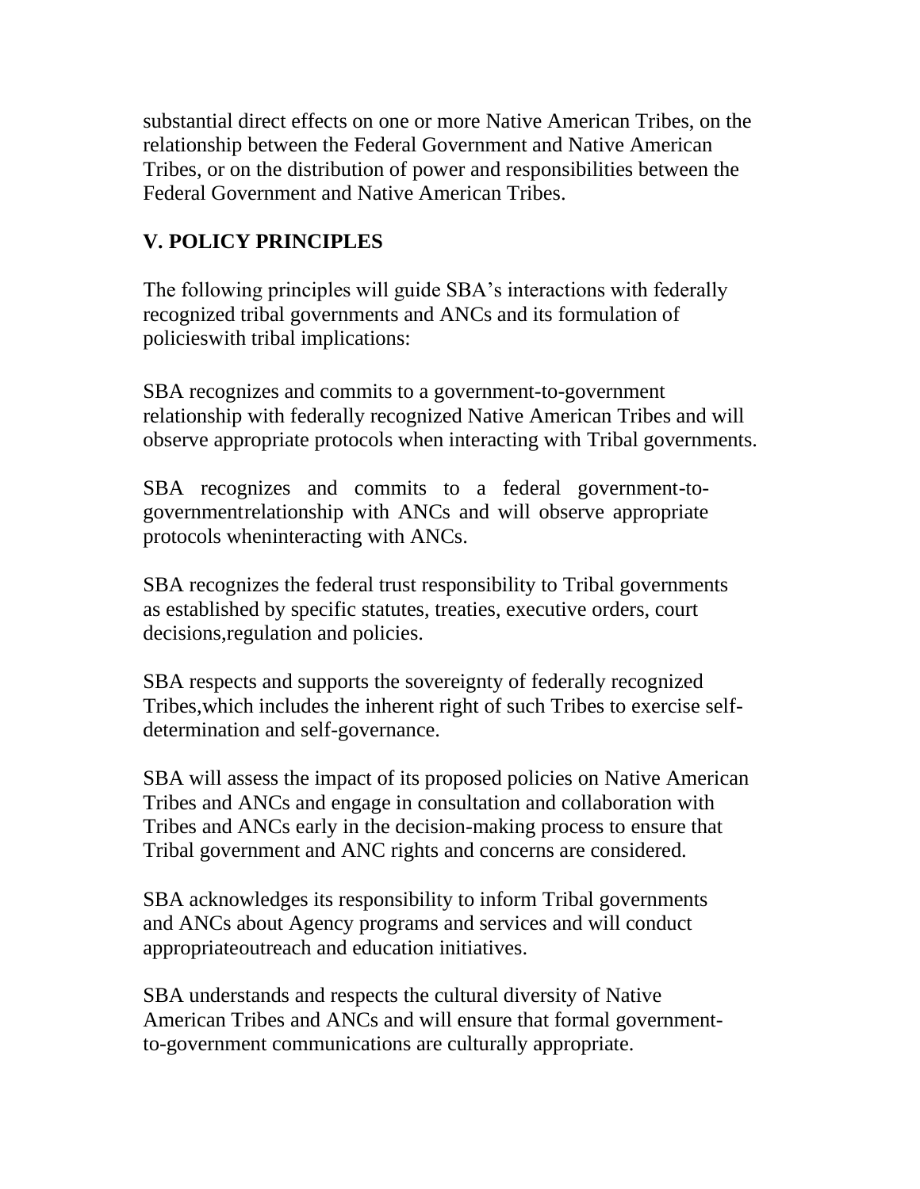substantial direct effects on one or more Native American Tribes, on the relationship between the Federal Government and Native American Tribes, or on the distribution of power and responsibilities between the Federal Government and Native American Tribes.

## V. POLICY PRINCIPLES

The following principles will guide SBA's interactions with federally recognized tribal governments and ANCs and its formulation of policieswith tribal implications:

SBA recognizes and commits to a government-to-government relationship with federally recognized Native American Tribes and will observe appropriate protocols when interacting with Tribal governments.

SBA recognizes and commits to a federal government-to-governmentrelationship with ANCs and will observe appropriate protocols wheninteracting with ANCs.

SBA recognizes the federal trust responsibility to Tribal governments as established by specific statutes, treaties, executive orders, court decisions,regulation and policies.

SBA respects and supports the sovereignty of federally recognized Tribes,which includes the inherent right of such Tribes to exercise self-determination and self-governance.

SBA will assess the impact of its proposed policies on Native American Tribes and ANCs and engage in consultation and collaboration with Tribes and ANCs early in the decision-making process to ensure that Tribal government and ANC rights and concerns are considered.

SBA acknowledges its responsibility to inform Tribal governments and ANCs about Agency programs and services and will conduct appropriateoutreach and education initiatives.

SBA understands and respects the cultural diversity of Native American Tribes and ANCs and will ensure that formal government-to-government communications are culturally appropriate.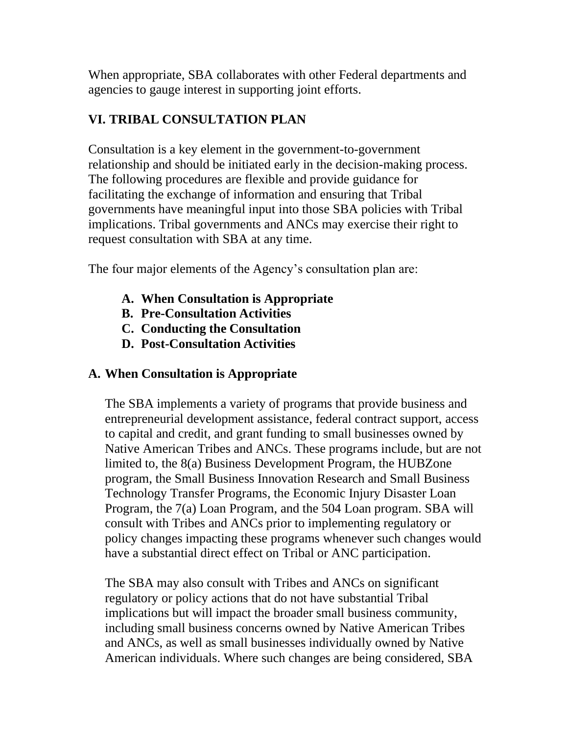When appropriate, SBA collaborates with other Federal departments and agencies to gauge interest in supporting joint efforts.

## VI. TRIBAL CONSULTATION PLAN

Consultation is a key element in the government-to-government relationship and should be initiated early in the decision-making process. The following procedures are flexible and provide guidance for facilitating the exchange of information and ensuring that Tribal governments have meaningful input into those SBA policies with Tribal implications. Tribal governments and ANCs may exercise their right to request consultation with SBA at any time.

The four major elements of the Agency's consultation plan are:

- **A. When Consultation is Appropriate**
- **B. Pre-Consultation Activities**
- **C. Conducting the Consultation**
- **D. Post-Consultation Activities**

### A. When Consultation is Appropriate

The SBA implements a variety of programs that provide business and entrepreneurial development assistance, federal contract support, access to capital and credit, and grant funding to small businesses owned by Native American Tribes and ANCs. These programs include, but are not limited to, the 8(a) Business Development Program, the HUBZone program, the Small Business Innovation Research and Small Business Technology Transfer Programs, the Economic Injury Disaster Loan Program, the 7(a) Loan Program, and the 504 Loan program. SBA will consult with Tribes and ANCs prior to implementing regulatory or policy changes impacting these programs whenever such changes would have a substantial direct effect on Tribal or ANC participation.

The SBA may also consult with Tribes and ANCs on significant regulatory or policy actions that do not have substantial Tribal implications but will impact the broader small business community, including small business concerns owned by Native American Tribes and ANCs, as well as small businesses individually owned by Native American individuals. Where such changes are being considered, SBA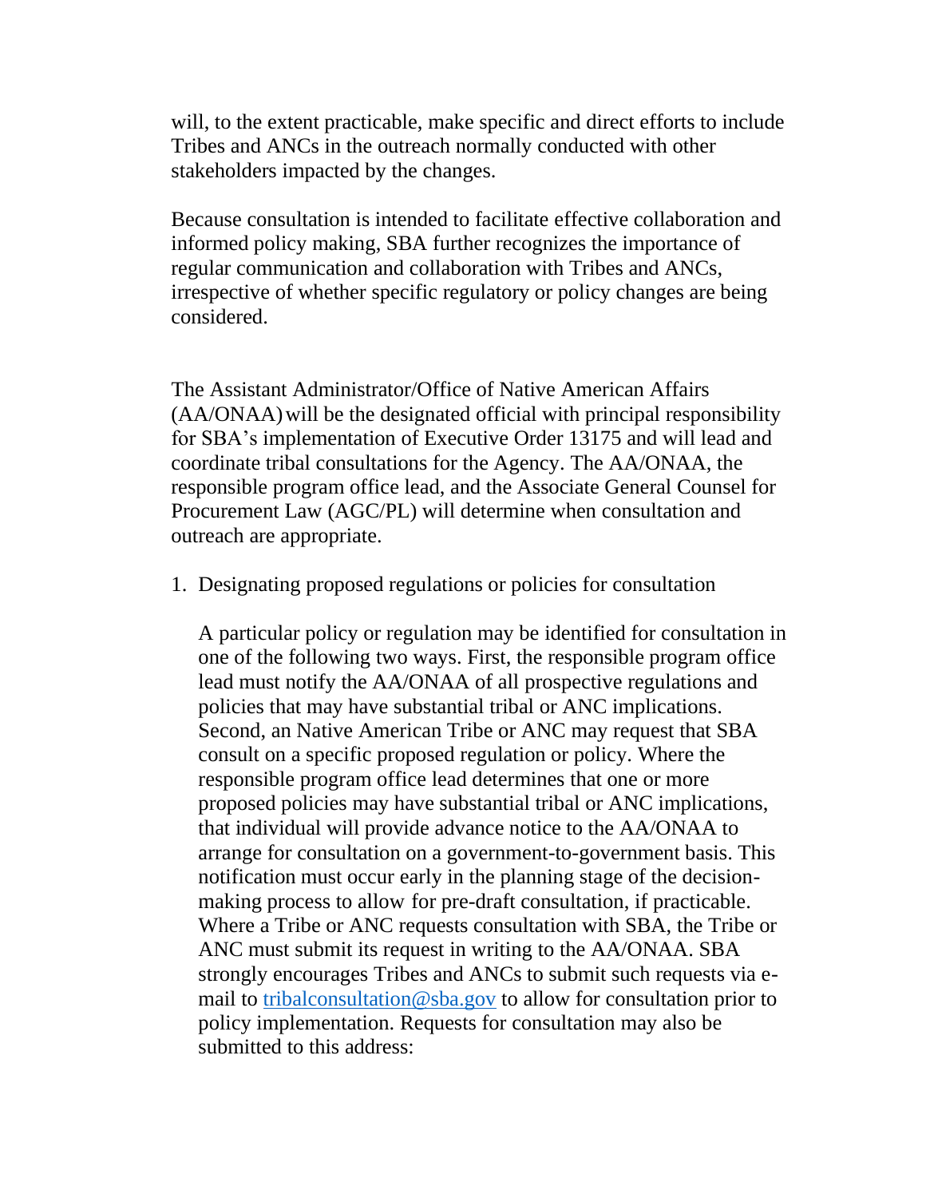will, to the extent practicable, make specific and direct efforts to include Tribes and ANCs in the outreach normally conducted with other stakeholders impacted by the changes.

Because consultation is intended to facilitate effective collaboration and informed policy making, SBA further recognizes the importance of regular communication and collaboration with Tribes and ANCs, irrespective of whether specific regulatory or policy changes are being considered.

The Assistant Administrator/Office of Native American Affairs (AA/ONAA) will be the designated official with principal responsibility for SBA's implementation of Executive Order 13175 and will lead and coordinate tribal consultations for the Agency. The AA/ONAA, the responsible program office lead, and the Associate General Counsel for Procurement Law (AGC/PL) will determine when consultation and outreach are appropriate.

1. Designating proposed regulations or policies for consultation

   A particular policy or regulation may be identified for consultation in one of the following two ways. First, the responsible program office lead must notify the AA/ONAA of all prospective regulations and policies that may have substantial tribal or ANC implications. Second, an Native American Tribe or ANC may request that SBA consult on a specific proposed regulation or policy. Where the responsible program office lead determines that one or more proposed policies may have substantial tribal or ANC implications, that individual will provide advance notice to the AA/ONAA to arrange for consultation on a government-to-government basis. This notification must occur early in the planning stage of the decision-making process to allow for pre-draft consultation, if practicable. Where a Tribe or ANC requests consultation with SBA, the Tribe or ANC must submit its request in writing to the AA/ONAA. SBA strongly encourages Tribes and ANCs to submit such requests via e-mail to [tribalconsultation@sba.gov](mailto:tribalconsultation@sba.gov) to allow for consultation prior to policy implementation. Requests for consultation may also be submitted to this address: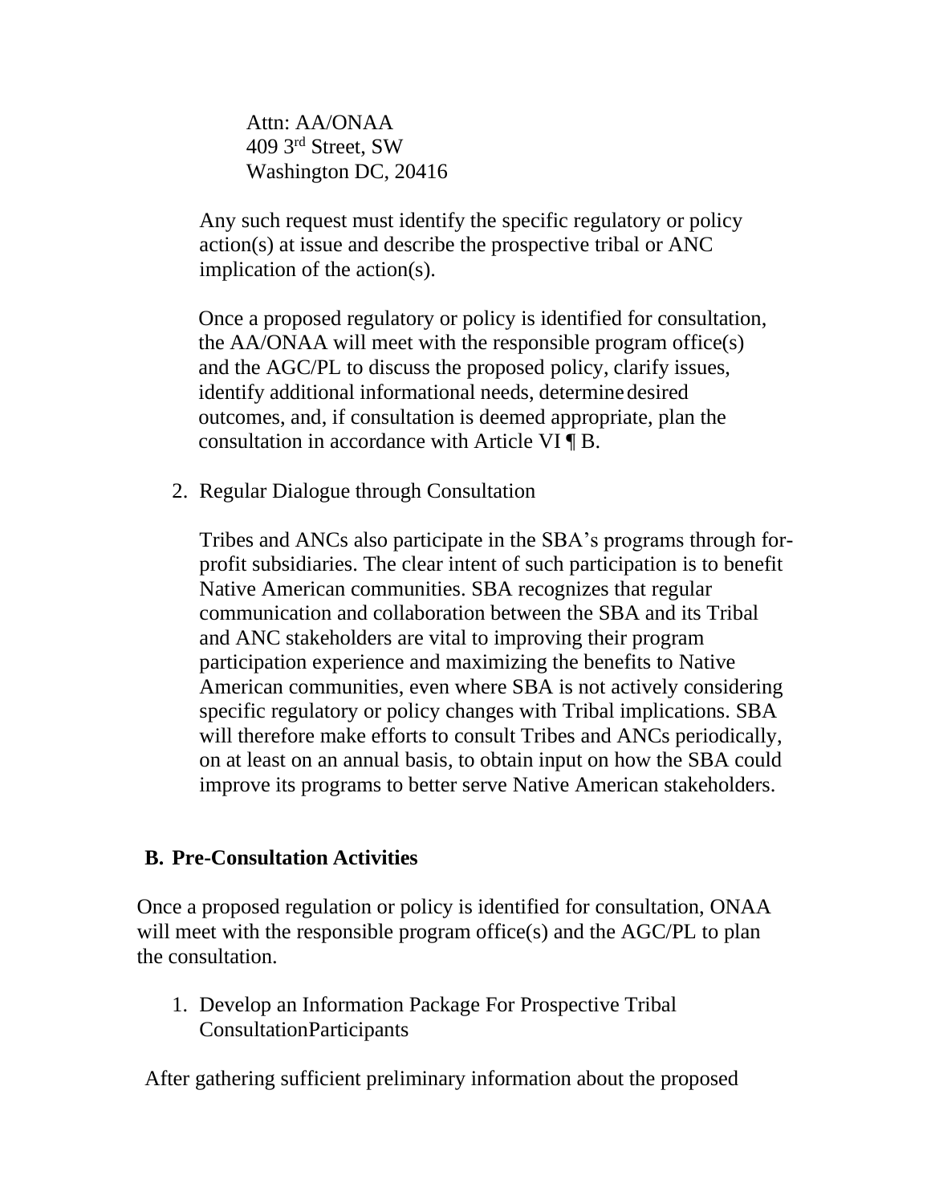Attn: AA/ONAA
409 3rd Street, SW
Washington DC, 20416

Any such request must identify the specific regulatory or policy action(s) at issue and describe the prospective tribal or ANC implication of the action(s).

Once a proposed regulatory or policy is identified for consultation, the AA/ONAA will meet with the responsible program office(s) and the AGC/PL to discuss the proposed policy, clarify issues, identify additional informational needs, determine desired outcomes, and, if consultation is deemed appropriate, plan the consultation in accordance with Article VI ¶ B.

2. Regular Dialogue through Consultation

   Tribes and ANCs also participate in the SBA's programs through for-profit subsidiaries. The clear intent of such participation is to benefit Native American communities. SBA recognizes that regular communication and collaboration between the SBA and its Tribal and ANC stakeholders are vital to improving their program participation experience and maximizing the benefits to Native American communities, even where SBA is not actively considering specific regulatory or policy changes with Tribal implications. SBA will therefore make efforts to consult Tribes and ANCs periodically, on at least on an annual basis, to obtain input on how the SBA could improve its programs to better serve Native American stakeholders.

### B. Pre-Consultation Activities

Once a proposed regulation or policy is identified for consultation, ONAA will meet with the responsible program office(s) and the AGC/PL to plan the consultation.

1. Develop an Information Package For Prospective Tribal ConsultationParticipants

After gathering sufficient preliminary information about the proposed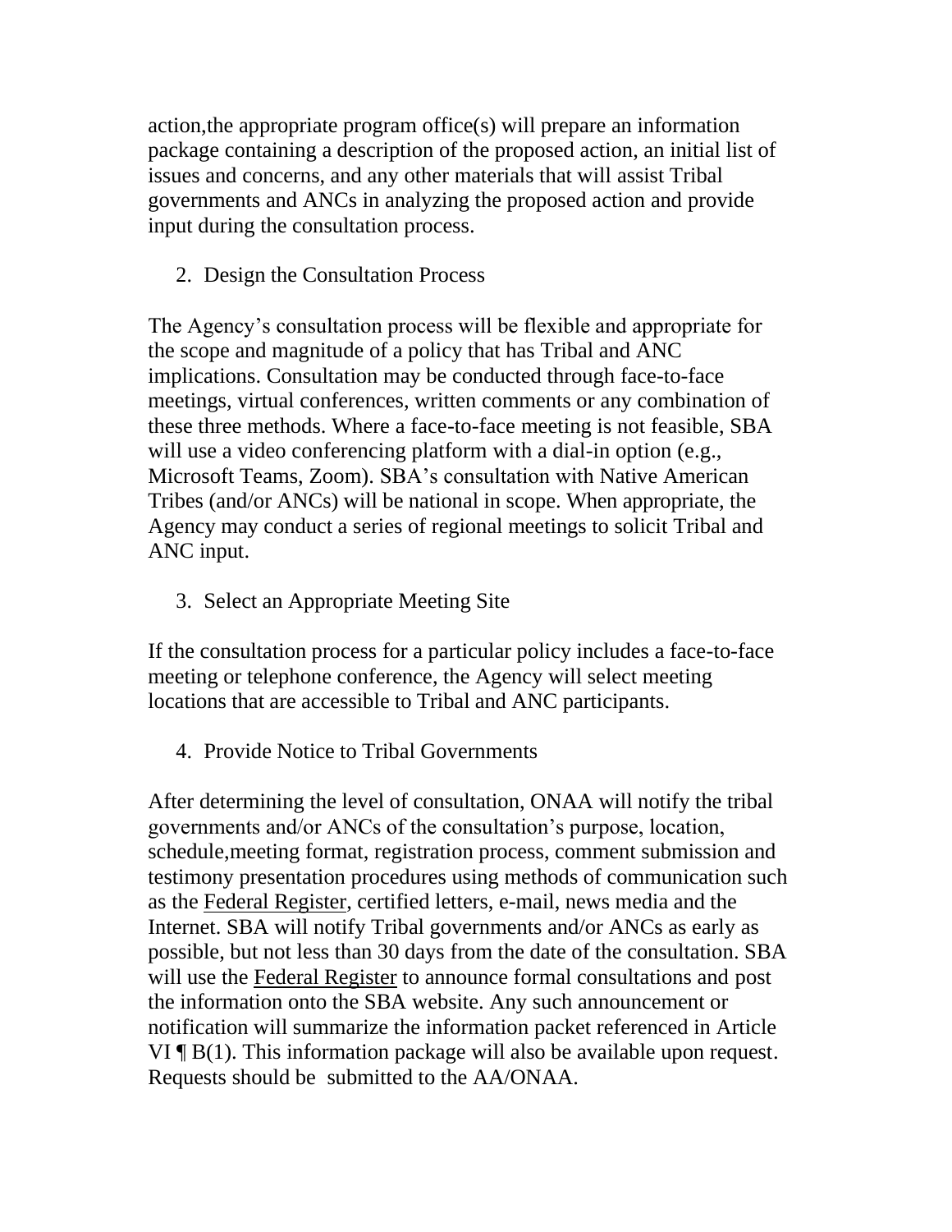action,the appropriate program office(s) will prepare an information package containing a description of the proposed action, an initial list of issues and concerns, and any other materials that will assist Tribal governments and ANCs in analyzing the proposed action and provide input during the consultation process.

2. Design the Consultation Process

The Agency's consultation process will be flexible and appropriate for the scope and magnitude of a policy that has Tribal and ANC implications. Consultation may be conducted through face-to-face meetings, virtual conferences, written comments or any combination of these three methods. Where a face-to-face meeting is not feasible, SBA will use a video conferencing platform with a dial-in option (e.g., Microsoft Teams, Zoom). SBA's consultation with Native American Tribes (and/or ANCs) will be national in scope. When appropriate, the Agency may conduct a series of regional meetings to solicit Tribal and ANC input.

3. Select an Appropriate Meeting Site

If the consultation process for a particular policy includes a face-to-face meeting or telephone conference, the Agency will select meeting locations that are accessible to Tribal and ANC participants.

4. Provide Notice to Tribal Governments

After determining the level of consultation, ONAA will notify the tribal governments and/or ANCs of the consultation's purpose, location, schedule,meeting format, registration process, comment submission and testimony presentation procedures using methods of communication such as the Federal Register, certified letters, e-mail, news media and the Internet. SBA will notify Tribal governments and/or ANCs as early as possible, but not less than 30 days from the date of the consultation. SBA will use the Federal Register to announce formal consultations and post the information onto the SBA website. Any such announcement or notification will summarize the information packet referenced in Article VI ¶ B(1). This information package will also be available upon request. Requests should be submitted to the AA/ONAA.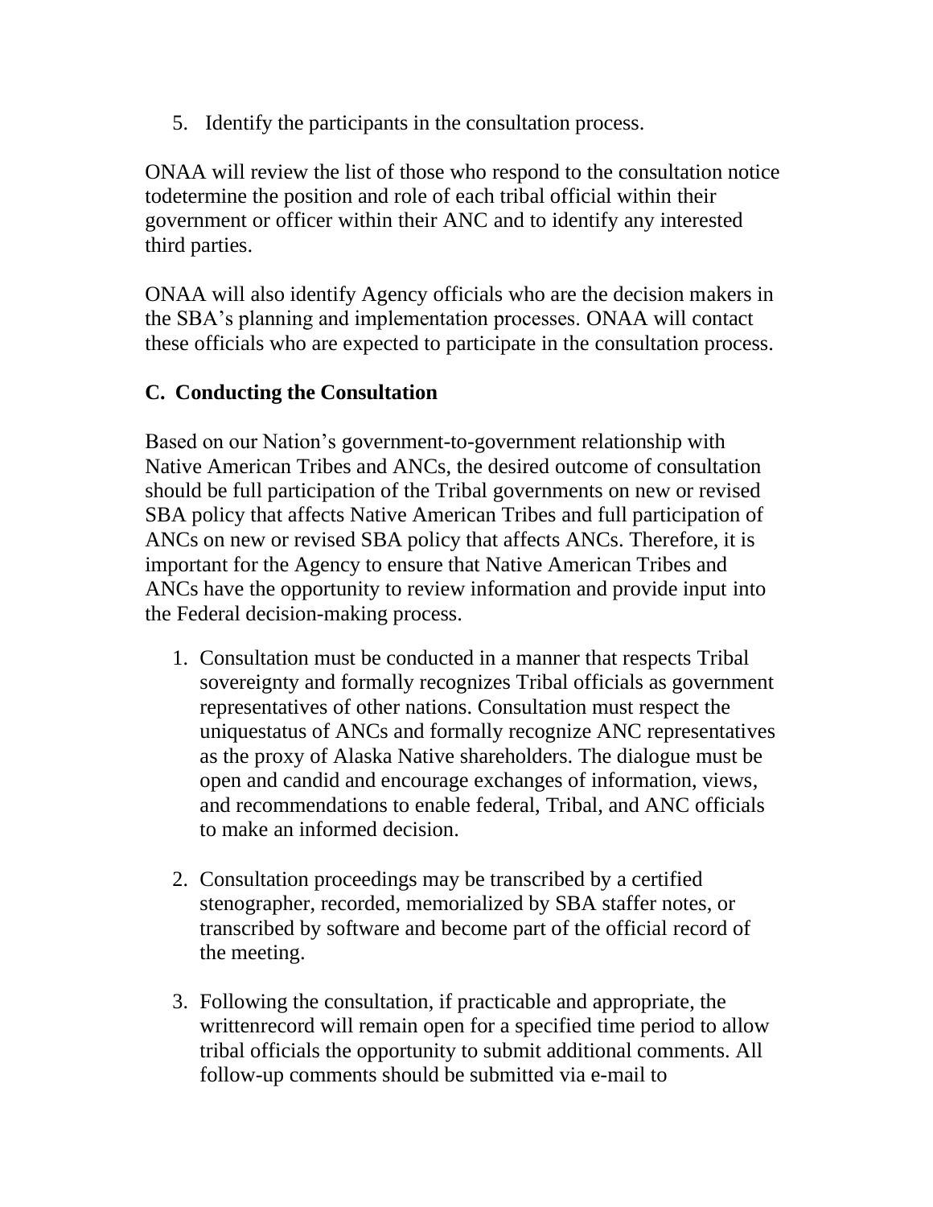5. Identify the participants in the consultation process.

ONAA will review the list of those who respond to the consultation notice todetermine the position and role of each tribal official within their government or officer within their ANC and to identify any interested third parties.

ONAA will also identify Agency officials who are the decision makers in the SBA's planning and implementation processes. ONAA will contact these officials who are expected to participate in the consultation process.

### C. Conducting the Consultation

Based on our Nation's government-to-government relationship with Native American Tribes and ANCs, the desired outcome of consultation should be full participation of the Tribal governments on new or revised SBA policy that affects Native American Tribes and full participation of ANCs on new or revised SBA policy that affects ANCs. Therefore, it is important for the Agency to ensure that Native American Tribes and ANCs have the opportunity to review information and provide input into the Federal decision-making process.

1. Consultation must be conducted in a manner that respects Tribal sovereignty and formally recognizes Tribal officials as government representatives of other nations. Consultation must respect the uniquestatus of ANCs and formally recognize ANC representatives as the proxy of Alaska Native shareholders. The dialogue must be open and candid and encourage exchanges of information, views, and recommendations to enable federal, Tribal, and ANC officials to make an informed decision.

2. Consultation proceedings may be transcribed by a certified stenographer, recorded, memorialized by SBA staffer notes, or transcribed by software and become part of the official record of the meeting.

3. Following the consultation, if practicable and appropriate, the writtenrecord will remain open for a specified time period to allow tribal officials the opportunity to submit additional comments. All follow-up comments should be submitted via e-mail to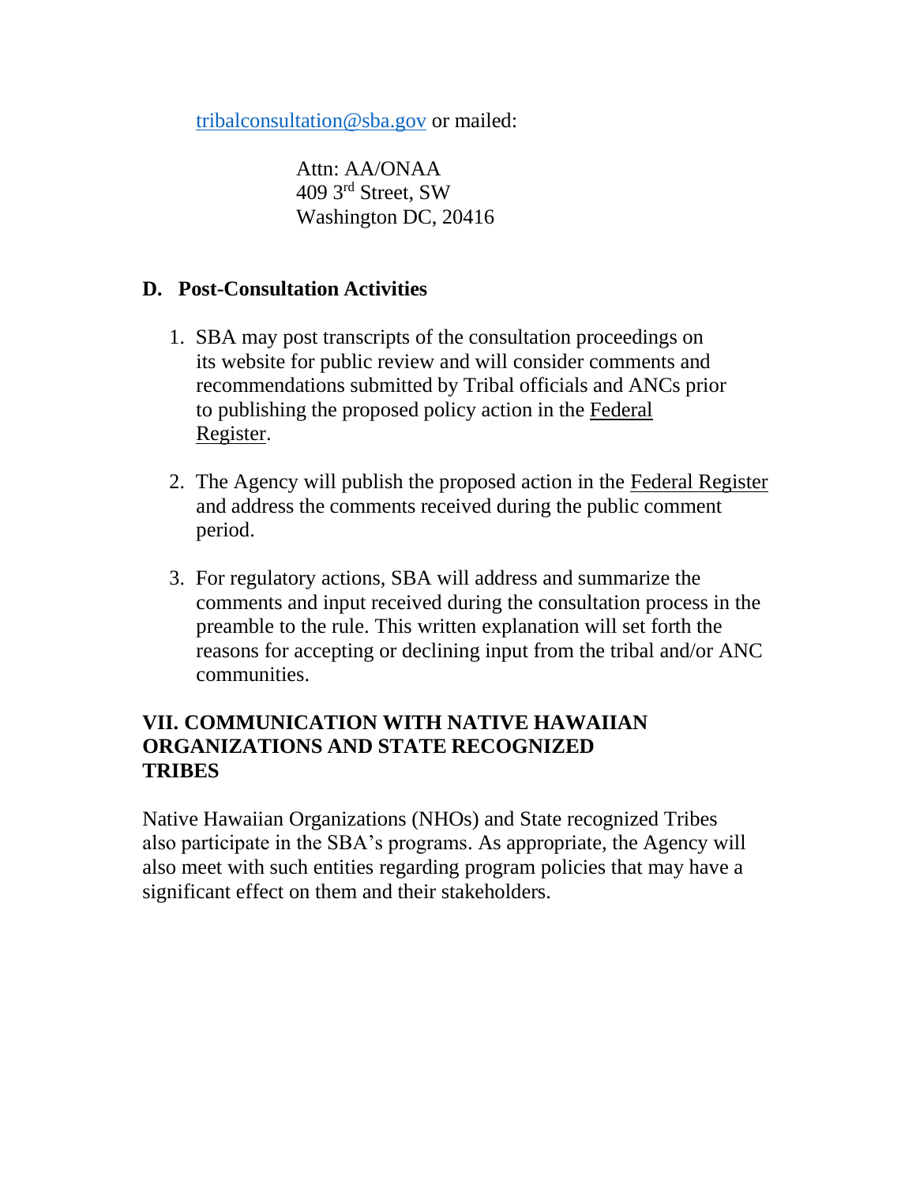tribalconsultation@sba.gov or mailed:

Attn: AA/ONAA
409 3rd Street, SW
Washington DC, 20416

### D. Post-Consultation Activities

1. SBA may post transcripts of the consultation proceedings on its website for public review and will consider comments and recommendations submitted by Tribal officials and ANCs prior to publishing the proposed policy action in the Federal Register.

2. The Agency will publish the proposed action in the Federal Register and address the comments received during the public comment period.

3. For regulatory actions, SBA will address and summarize the comments and input received during the consultation process in the preamble to the rule. This written explanation will set forth the reasons for accepting or declining input from the tribal and/or ANC communities.

## VII. COMMUNICATION WITH NATIVE HAWAIIAN ORGANIZATIONS AND STATE RECOGNIZED TRIBES

Native Hawaiian Organizations (NHOs) and State recognized Tribes also participate in the SBA's programs. As appropriate, the Agency will also meet with such entities regarding program policies that may have a significant effect on them and their stakeholders.